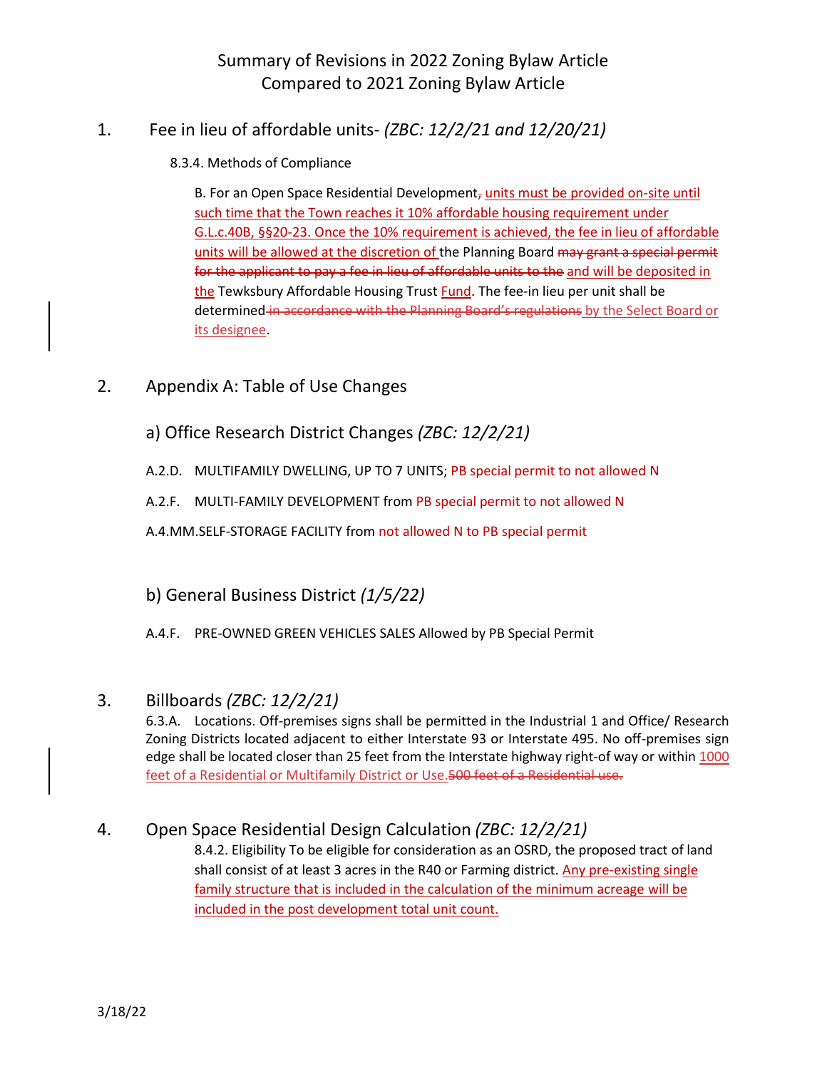# Summary of Revisions in 2022 Zoning Bylaw Article Compared to 2021 Zoning Bylaw Article

## 1. Fee in lieu of affordable units- *(ZBC: 12/2/21 and 12/20/21)*

8.3.4. Methods of Compliance

B. For an Open Space Residential Development~~,~~ units must be provided on-site until such time that the Town reaches it 10% affordable housing requirement under G.L.c.40B, §§20-23. Once the 10% requirement is achieved, the fee in lieu of affordable units will be allowed at the discretion of the Planning Board ~~may grant a special permit for the applicant to pay a fee in lieu of affordable units to the~~ and will be deposited in the Tewksbury Affordable Housing Trust Fund. The fee-in lieu per unit shall be determined ~~in accordance with the Planning Board's regulations~~ by the Select Board or its designee.

## 2. Appendix A: Table of Use Changes

### a) Office Research District Changes *(ZBC: 12/2/21)*

A.2.D. MULTIFAMILY DWELLING, UP TO 7 UNITS; PB special permit to not allowed N

A.2.F. MULTI-FAMILY DEVELOPMENT from PB special permit to not allowed N

A.4.MM.SELF-STORAGE FACILITY from not allowed N to PB special permit

### b) General Business District *(1/5/22)*

A.4.F. PRE-OWNED GREEN VEHICLES SALES Allowed by PB Special Permit

## 3. Billboards *(ZBC: 12/2/21)*

6.3.A. Locations. Off-premises signs shall be permitted in the Industrial 1 and Office/ Research Zoning Districts located adjacent to either Interstate 93 or Interstate 495. No off-premises sign edge shall be located closer than 25 feet from the Interstate highway right-of way or within 1000 feet of a Residential or Multifamily District or Use.~~500 feet of a Residential use.~~

## 4. Open Space Residential Design Calculation *(ZBC: 12/2/21)*

8.4.2. Eligibility To be eligible for consideration as an OSRD, the proposed tract of land shall consist of at least 3 acres in the R40 or Farming district. Any pre-existing single family structure that is included in the calculation of the minimum acreage will be included in the post development total unit count.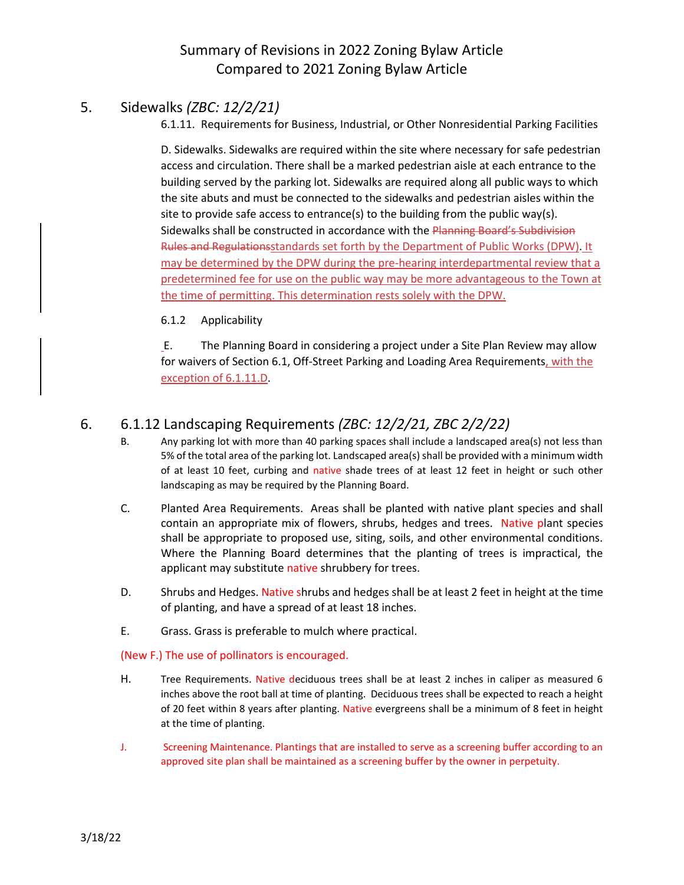# Summary of Revisions in 2022 Zoning Bylaw Article Compared to 2021 Zoning Bylaw Article

## 5. Sidewalks *(ZBC: 12/2/21)*

6.1.11. Requirements for Business, Industrial, or Other Nonresidential Parking Facilities

D. Sidewalks. Sidewalks are required within the site where necessary for safe pedestrian access and circulation. There shall be a marked pedestrian aisle at each entrance to the building served by the parking lot. Sidewalks are required along all public ways to which the site abuts and must be connected to the sidewalks and pedestrian aisles within the site to provide safe access to entrance(s) to the building from the public way(s). Sidewalks shall be constructed in accordance with the ~~Planning Board's Subdivision Rules and Regulations~~standards set forth by the Department of Public Works (DPW). It may be determined by the DPW during the pre-hearing interdepartmental review that a predetermined fee for use on the public way may be more advantageous to the Town at the time of permitting. This determination rests solely with the DPW.

6.1.2 Applicability

E. The Planning Board in considering a project under a Site Plan Review may allow for waivers of Section 6.1, Off-Street Parking and Loading Area Requirements, with the exception of 6.1.11.D.

## 6. 6.1.12 Landscaping Requirements *(ZBC: 12/2/21, ZBC 2/2/22)*

B. Any parking lot with more than 40 parking spaces shall include a landscaped area(s) not less than 5% of the total area of the parking lot. Landscaped area(s) shall be provided with a minimum width of at least 10 feet, curbing and native shade trees of at least 12 feet in height or such other landscaping as may be required by the Planning Board.

C. Planted Area Requirements. Areas shall be planted with native plant species and shall contain an appropriate mix of flowers, shrubs, hedges and trees. Native plant species shall be appropriate to proposed use, siting, soils, and other environmental conditions. Where the Planning Board determines that the planting of trees is impractical, the applicant may substitute native shrubbery for trees.

D. Shrubs and Hedges. Native shrubs and hedges shall be at least 2 feet in height at the time of planting, and have a spread of at least 18 inches.

E. Grass. Grass is preferable to mulch where practical.

(New F.) The use of pollinators is encouraged.

H. Tree Requirements. Native deciduous trees shall be at least 2 inches in caliper as measured 6 inches above the root ball at time of planting. Deciduous trees shall be expected to reach a height of 20 feet within 8 years after planting. Native evergreens shall be a minimum of 8 feet in height at the time of planting.

J. Screening Maintenance. Plantings that are installed to serve as a screening buffer according to an approved site plan shall be maintained as a screening buffer by the owner in perpetuity.

3/18/22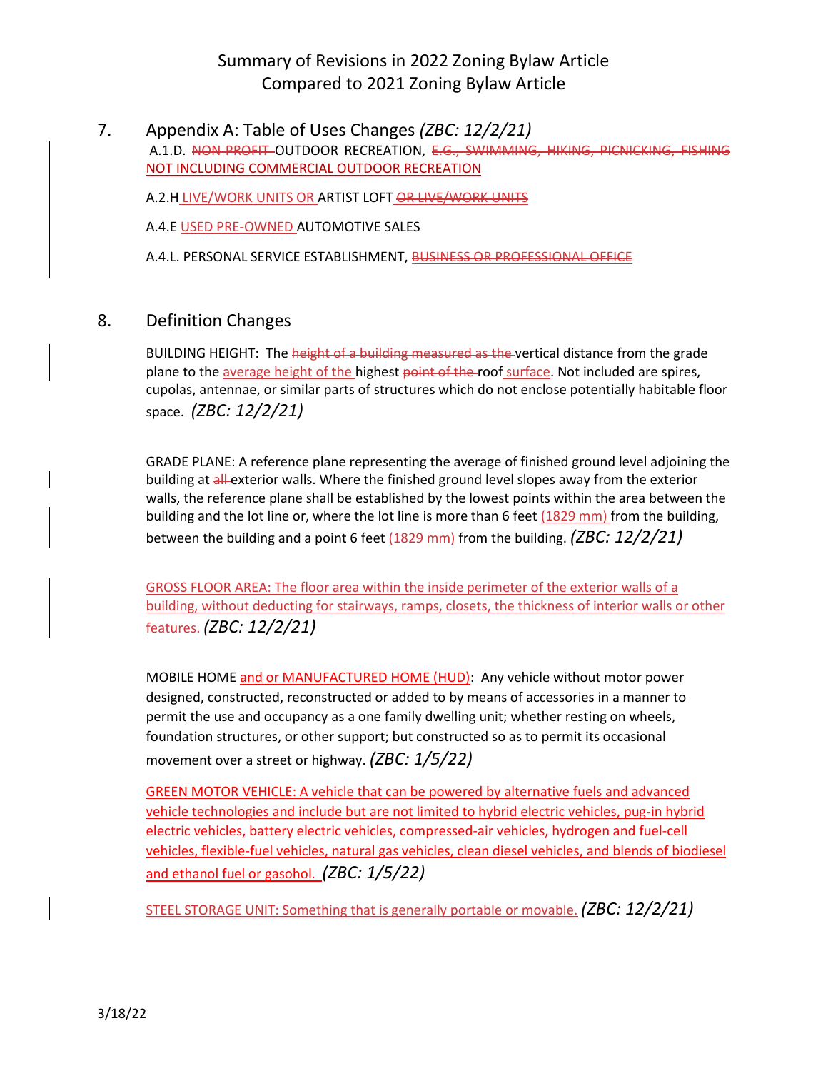# Summary of Revisions in 2022 Zoning Bylaw Article Compared to 2021 Zoning Bylaw Article

## 7. Appendix A: Table of Uses Changes *(ZBC: 12/2/21)*

A.1.D. ~~NON-PROFIT~~ OUTDOOR RECREATION, ~~E.G., SWIMMING, HIKING, PICNICKING, FISHING~~ NOT INCLUDING COMMERCIAL OUTDOOR RECREATION

A.2.H LIVE/WORK UNITS OR ARTIST LOFT ~~OR LIVE/WORK UNITS~~

A.4.E ~~USED~~ PRE-OWNED AUTOMOTIVE SALES

A.4.L. PERSONAL SERVICE ESTABLISHMENT, ~~BUSINESS OR PROFESSIONAL OFFICE~~

## 8. Definition Changes

BUILDING HEIGHT: The ~~height of a building measured as the~~ vertical distance from the grade plane to the average height of the highest ~~point of the~~ roof surface. Not included are spires, cupolas, antennae, or similar parts of structures which do not enclose potentially habitable floor space. *(ZBC: 12/2/21)*

GRADE PLANE: A reference plane representing the average of finished ground level adjoining the building at ~~all~~ exterior walls. Where the finished ground level slopes away from the exterior walls, the reference plane shall be established by the lowest points within the area between the building and the lot line or, where the lot line is more than 6 feet (1829 mm) from the building, between the building and a point 6 feet (1829 mm) from the building. *(ZBC: 12/2/21)*

GROSS FLOOR AREA: The floor area within the inside perimeter of the exterior walls of a building, without deducting for stairways, ramps, closets, the thickness of interior walls or other features. *(ZBC: 12/2/21)*

MOBILE HOME and or MANUFACTURED HOME (HUD): Any vehicle without motor power designed, constructed, reconstructed or added to by means of accessories in a manner to permit the use and occupancy as a one family dwelling unit; whether resting on wheels, foundation structures, or other support; but constructed so as to permit its occasional movement over a street or highway. *(ZBC: 1/5/22)*

GREEN MOTOR VEHICLE: A vehicle that can be powered by alternative fuels and advanced vehicle technologies and include but are not limited to hybrid electric vehicles, pug-in hybrid electric vehicles, battery electric vehicles, compressed-air vehicles, hydrogen and fuel-cell vehicles, flexible-fuel vehicles, natural gas vehicles, clean diesel vehicles, and blends of biodiesel and ethanol fuel or gasohol. *(ZBC: 1/5/22)*

STEEL STORAGE UNIT: Something that is generally portable or movable. *(ZBC: 12/2/21)*

3/18/22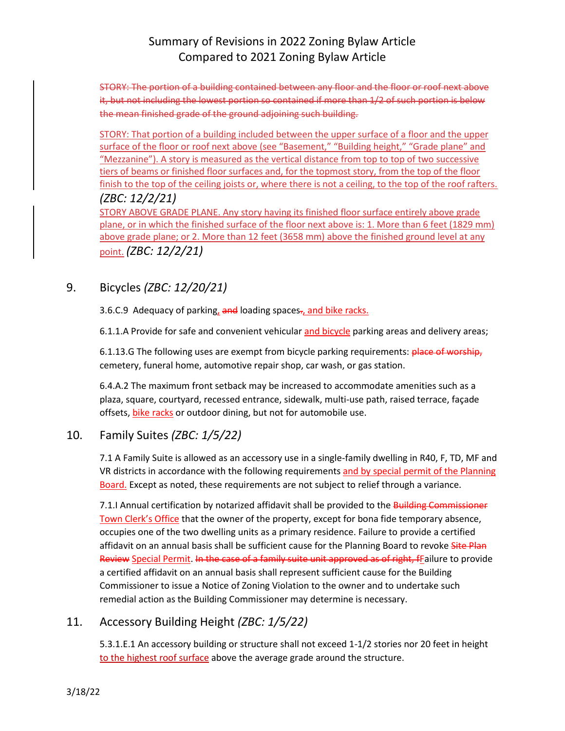~~STORY: The portion of a building contained between any floor and the floor or roof next above it, but not including the lowest portion so contained if more than 1/2 of such portion is below the mean finished grade of the ground adjoining such building.~~

STORY: That portion of a building included between the upper surface of a floor and the upper surface of the floor or roof next above (see "Basement," "Building height," "Grade plane" and "Mezzanine"). A story is measured as the vertical distance from top to top of two successive tiers of beams or finished floor surfaces and, for the topmost story, from the top of the floor finish to the top of the ceiling joists or, where there is not a ceiling, to the top of the roof rafters. *(ZBC: 12/2/21)*

STORY ABOVE GRADE PLANE. Any story having its finished floor surface entirely above grade plane, or in which the finished surface of the floor next above is: 1. More than 6 feet (1829 mm) above grade plane; or 2. More than 12 feet (3658 mm) above the finished ground level at any point. *(ZBC: 12/2/21)*

## 9. Bicycles *(ZBC: 12/20/21)*

3.6.C.9 Adequacy of parking, ~~and~~ loading spaces~~.~~, and bike racks.

6.1.1.A Provide for safe and convenient vehicular and bicycle parking areas and delivery areas;

6.1.13.G The following uses are exempt from bicycle parking requirements: ~~place of worship,~~ cemetery, funeral home, automotive repair shop, car wash, or gas station.

6.4.A.2 The maximum front setback may be increased to accommodate amenities such as a plaza, square, courtyard, recessed entrance, sidewalk, multi-use path, raised terrace, façade offsets, bike racks or outdoor dining, but not for automobile use.

## 10. Family Suites *(ZBC: 1/5/22)*

7.1 A Family Suite is allowed as an accessory use in a single-family dwelling in R40, F, TD, MF and VR districts in accordance with the following requirements and by special permit of the Planning Board. Except as noted, these requirements are not subject to relief through a variance.

7.1.I Annual certification by notarized affidavit shall be provided to the ~~Building Commissioner~~ Town Clerk's Office that the owner of the property, except for bona fide temporary absence, occupies one of the two dwelling units as a primary residence. Failure to provide a certified affidavit on an annual basis shall be sufficient cause for the Planning Board to revoke ~~Site Plan Review~~ Special Permit. ~~In the case of a family suite unit approved as of right, f~~Failure to provide a certified affidavit on an annual basis shall represent sufficient cause for the Building Commissioner to issue a Notice of Zoning Violation to the owner and to undertake such remedial action as the Building Commissioner may determine is necessary.

## 11. Accessory Building Height *(ZBC: 1/5/22)*

5.3.1.E.1 An accessory building or structure shall not exceed 1-1/2 stories nor 20 feet in height to the highest roof surface above the average grade around the structure.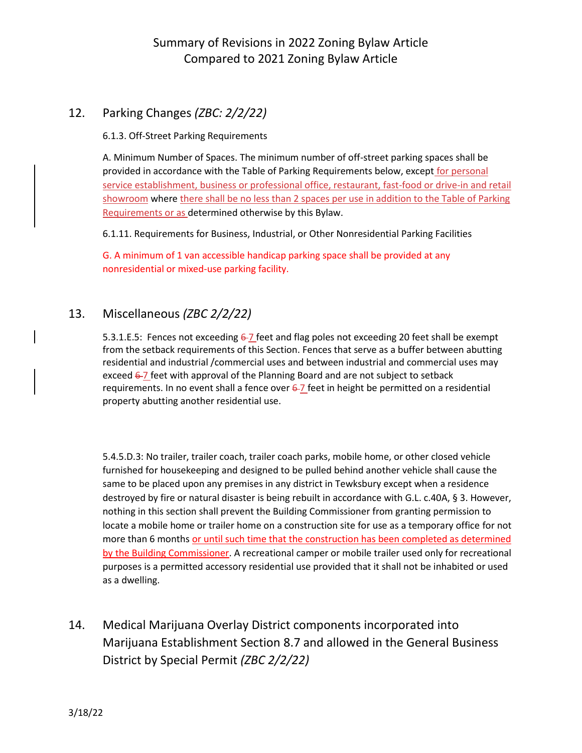# Summary of Revisions in 2022 Zoning Bylaw Article Compared to 2021 Zoning Bylaw Article

## 12. Parking Changes *(ZBC: 2/2/22)*

6.1.3. Off-Street Parking Requirements

A. Minimum Number of Spaces. The minimum number of off-street parking spaces shall be provided in accordance with the Table of Parking Requirements below, except for personal service establishment, business or professional office, restaurant, fast-food or drive-in and retail showroom where there shall be no less than 2 spaces per use in addition to the Table of Parking Requirements or as determined otherwise by this Bylaw.

6.1.11. Requirements for Business, Industrial, or Other Nonresidential Parking Facilities

G. A minimum of 1 van accessible handicap parking space shall be provided at any nonresidential or mixed-use parking facility.

## 13. Miscellaneous *(ZBC 2/2/22)*

5.3.1.E.5: Fences not exceeding ~~6~~ 7 feet and flag poles not exceeding 20 feet shall be exempt from the setback requirements of this Section. Fences that serve as a buffer between abutting residential and industrial /commercial uses and between industrial and commercial uses may exceed ~~6~~ 7 feet with approval of the Planning Board and are not subject to setback requirements. In no event shall a fence over ~~6~~ 7 feet in height be permitted on a residential property abutting another residential use.

5.4.5.D.3: No trailer, trailer coach, trailer coach parks, mobile home, or other closed vehicle furnished for housekeeping and designed to be pulled behind another vehicle shall cause the same to be placed upon any premises in any district in Tewksbury except when a residence destroyed by fire or natural disaster is being rebuilt in accordance with G.L. c.40A, § 3. However, nothing in this section shall prevent the Building Commissioner from granting permission to locate a mobile home or trailer home on a construction site for use as a temporary office for not more than 6 months or until such time that the construction has been completed as determined by the Building Commissioner. A recreational camper or mobile trailer used only for recreational purposes is a permitted accessory residential use provided that it shall not be inhabited or used as a dwelling.

## 14. Medical Marijuana Overlay District components incorporated into Marijuana Establishment Section 8.7 and allowed in the General Business District by Special Permit *(ZBC 2/2/22)*

3/18/22